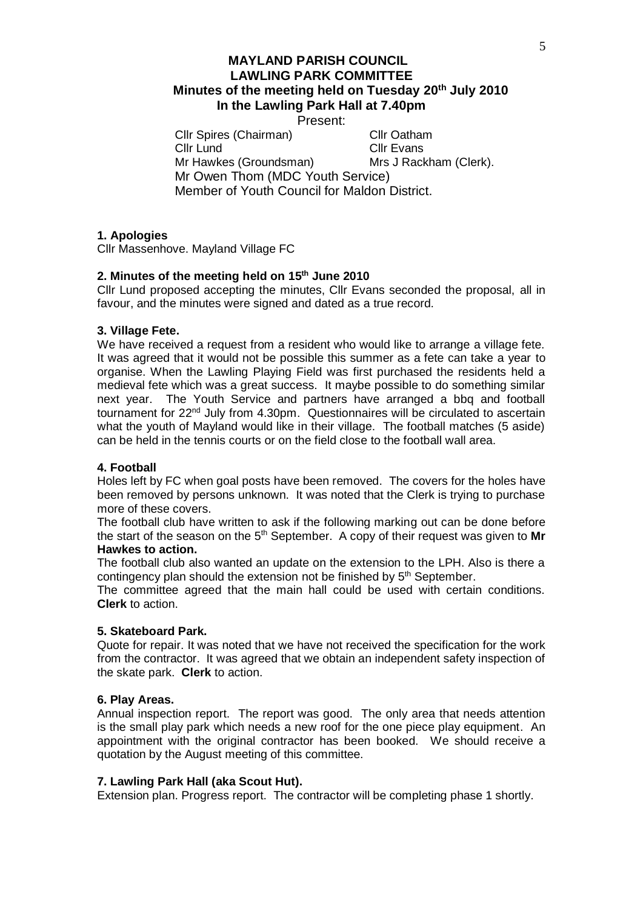# MAYLAND PARISH COUNCIL
## LAWLING PARK COMMITTEE
### Minutes of the meeting held on Tuesday 20th July 2010
### In the Lawling Park Hall at 7.40pm

Present:

| | |
|---|---|
| Cllr Spires (Chairman) | Cllr Oatham |
| Cllr Lund | Cllr Evans |
| Mr Hawkes (Groundsman) | Mrs J Rackham (Clerk). |

Mr Owen Thom (MDC Youth Service)
Member of Youth Council for Maldon District.

**1. Apologies**

Cllr Massenhove. Mayland Village FC

**2. Minutes of the meeting held on 15th June 2010**

Cllr Lund proposed accepting the minutes, Cllr Evans seconded the proposal, all in favour, and the minutes were signed and dated as a true record.

**3. Village Fete.**

We have received a request from a resident who would like to arrange a village fete. It was agreed that it would not be possible this summer as a fete can take a year to organise. When the Lawling Playing Field was first purchased the residents held a medieval fete which was a great success. It maybe possible to do something similar next year. The Youth Service and partners have arranged a bbq and football tournament for 22nd July from 4.30pm. Questionnaires will be circulated to ascertain what the youth of Mayland would like in their village. The football matches (5 aside) can be held in the tennis courts or on the field close to the football wall area.

**4. Football**

Holes left by FC when goal posts have been removed. The covers for the holes have been removed by persons unknown. It was noted that the Clerk is trying to purchase more of these covers.

The football club have written to ask if the following marking out can be done before the start of the season on the 5th September. A copy of their request was given to **Mr Hawkes to action.**

The football club also wanted an update on the extension to the LPH. Also is there a contingency plan should the extension not be finished by 5th September.

The committee agreed that the main hall could be used with certain conditions. **Clerk** to action.

**5. Skateboard Park.**

Quote for repair. It was noted that we have not received the specification for the work from the contractor. It was agreed that we obtain an independent safety inspection of the skate park. **Clerk** to action.

**6. Play Areas.**

Annual inspection report. The report was good. The only area that needs attention is the small play park which needs a new roof for the one piece play equipment. An appointment with the original contractor has been booked. We should receive a quotation by the August meeting of this committee.

**7. Lawling Park Hall (aka Scout Hut).**

Extension plan. Progress report. The contractor will be completing phase 1 shortly.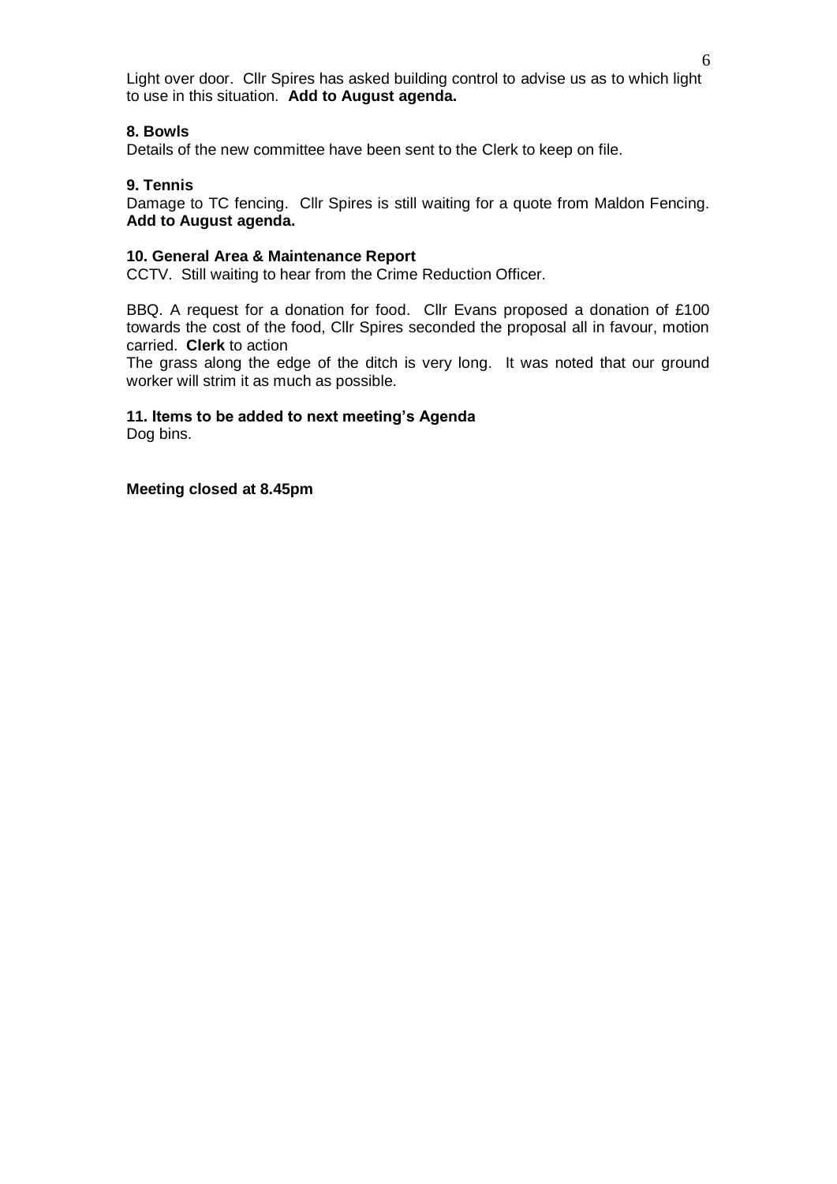Light over door. Cllr Spires has asked building control to advise us as to which light to use in this situation. **Add to August agenda.**

**8. Bowls**

Details of the new committee have been sent to the Clerk to keep on file.

**9. Tennis**

Damage to TC fencing. Cllr Spires is still waiting for a quote from Maldon Fencing. **Add to August agenda.**

**10. General Area & Maintenance Report**

CCTV. Still waiting to hear from the Crime Reduction Officer.

BBQ. A request for a donation for food. Cllr Evans proposed a donation of £100 towards the cost of the food, Cllr Spires seconded the proposal all in favour, motion carried. **Clerk** to action

The grass along the edge of the ditch is very long. It was noted that our ground worker will strim it as much as possible.

**11. Items to be added to next meeting's Agenda**

Dog bins.

**Meeting closed at 8.45pm**